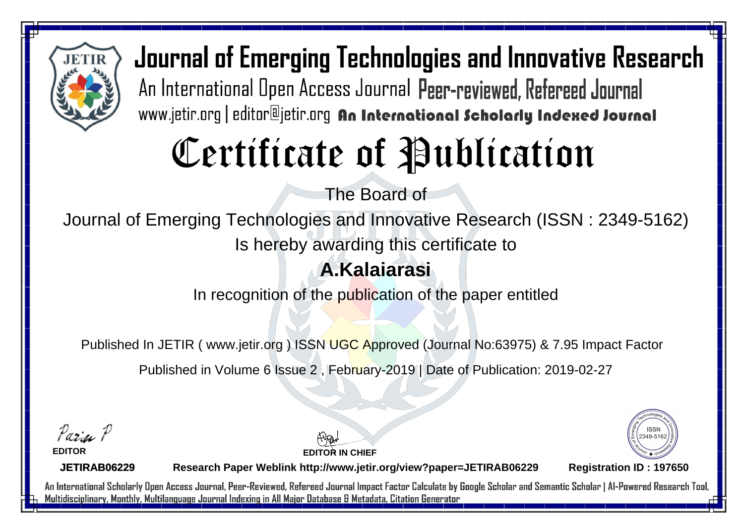# Journal of Emerging Technologies and Innovative Research

An International Open Access Journal Peer-reviewed, Refereed Journal

www.jetir.org | editor@jetir.org An International Scholarly Indexed Journal

# Certificate of Publication

The Board of

Journal of Emerging Technologies and Innovative Research (ISSN : 2349-5162)

Is hereby awarding this certificate to

**A.Kalaiarasi**

In recognition of the publication of the paper entitled

Published In JETIR ( www.jetir.org ) ISSN UGC Approved (Journal No:63975) & 7.95 Impact Factor

Published in Volume 6 Issue 2 , February-2019 | Date of Publication: 2019-02-27

**EDITOR**

**EDITOR IN CHIEF**

**JETIRAB06229** **Research Paper Weblink http://www.jetir.org/view?paper=JETIRAB06229** **Registration ID : 197650**

An International Scholarly Open Access Journal, Peer-Reviewed, Refereed Journal Impact Factor Calculate by Google Scholar and Semantic Scholar | AI-Powered Research Tool, Multidisciplinary, Monthly, Multilanguage Journal Indexing in All Major Database & Metadata, Citation Generator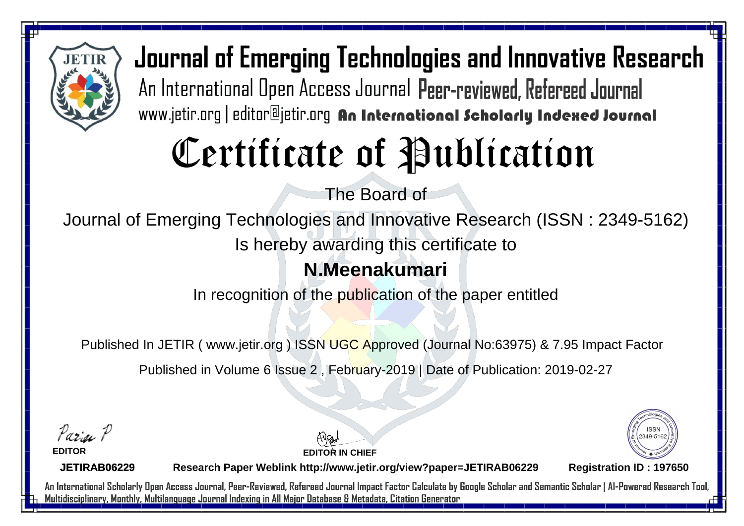# Journal of Emerging Technologies and Innovative Research

An International Open Access Journal Peer-reviewed, Refereed Journal

www.jetir.org | editor@jetir.org **An International Scholarly Indexed Journal**

# Certificate of Publication

The Board of

Journal of Emerging Technologies and Innovative Research (ISSN : 2349-5162)

Is hereby awarding this certificate to

## N.Meenakumari

In recognition of the publication of the paper entitled

Published In JETIR ( www.jetir.org ) ISSN UGC Approved (Journal No:63975) & 7.95 Impact Factor

Published in Volume 6 Issue 2 , February-2019 | Date of Publication: 2019-02-27

**EDITOR**

**EDITOR IN CHIEF**

ISSN 2349-5162

**JETIRAB06229** **Research Paper Weblink http://www.jetir.org/view?paper=JETIRAB06229** **Registration ID : 197650**

An International Scholarly Open Access Journal, Peer-Reviewed, Refereed Journal Impact Factor Calculate by Google Scholar and Semantic Scholar | AI-Powered Research Tool, Multidisciplinary, Monthly, Multilanguage Journal Indexing in All Major Database & Metadata, Citation Generator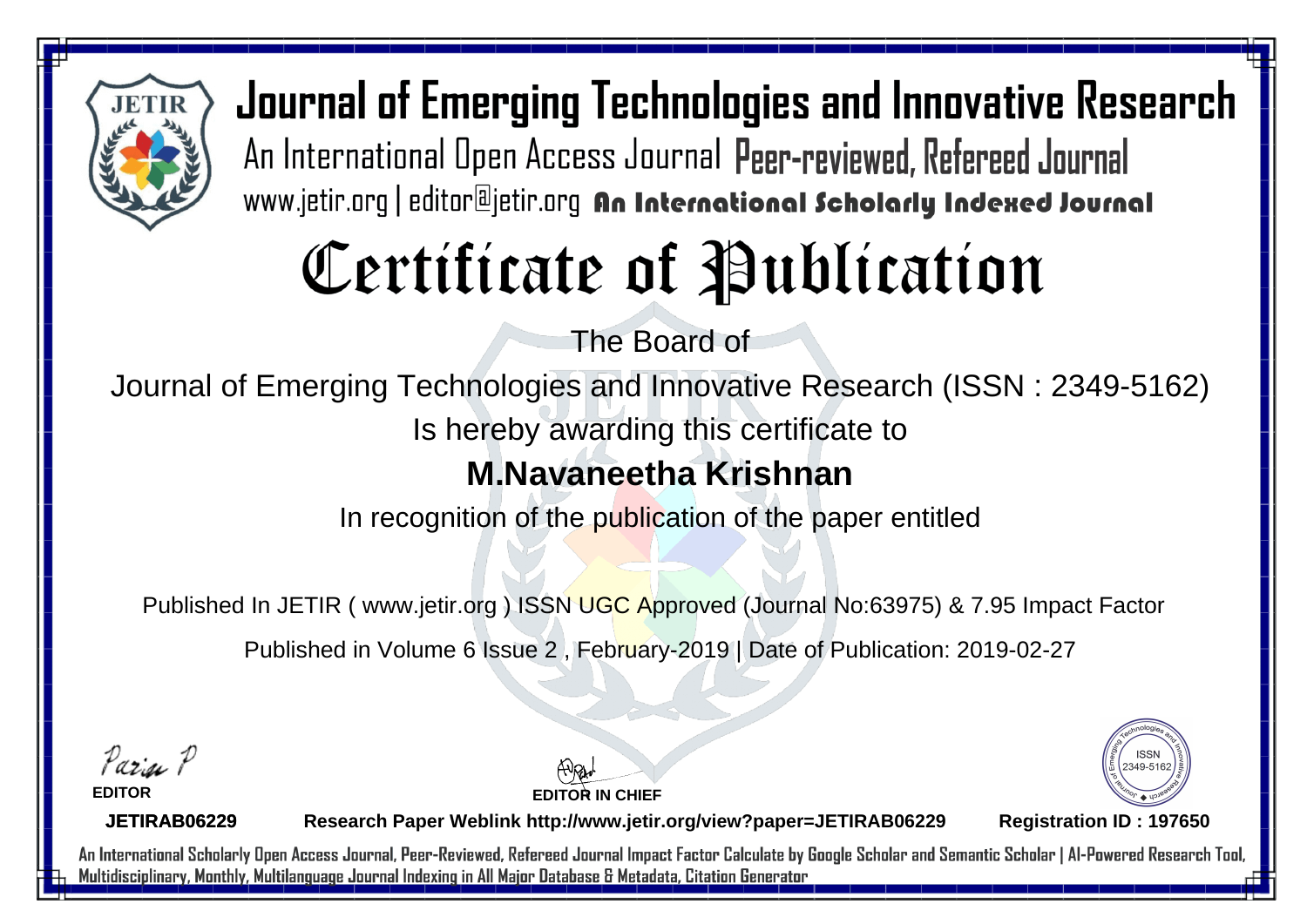# Journal of Emerging Technologies and Innovative Research

An International Open Access Journal Peer-reviewed, Refereed Journal

www.jetir.org | editor@jetir.org **An International Scholarly Indexed Journal**

# Certificate of Publication

The Board of

Journal of Emerging Technologies and Innovative Research (ISSN : 2349-5162)

Is hereby awarding this certificate to

## M.Navaneetha Krishnan

In recognition of the publication of the paper entitled

Published In JETIR ( www.jetir.org ) ISSN UGC Approved (Journal No:63975) & 7.95 Impact Factor

Published in Volume 6 Issue 2 , February-2019 | Date of Publication: 2019-02-27

**EDITOR** **EDITOR IN CHIEF**

ISSN 2349-5162

**JETIRAB06229** **Research Paper Weblink http://www.jetir.org/view?paper=JETIRAB06229** **Registration ID : 197650**

An International Scholarly Open Access Journal, Peer-Reviewed, Refereed Journal Impact Factor Calculate by Google Scholar and Semantic Scholar | AI-Powered Research Tool, Multidisciplinary, Monthly, Multilanguage Journal Indexing in All Major Database & Metadata, Citation Generator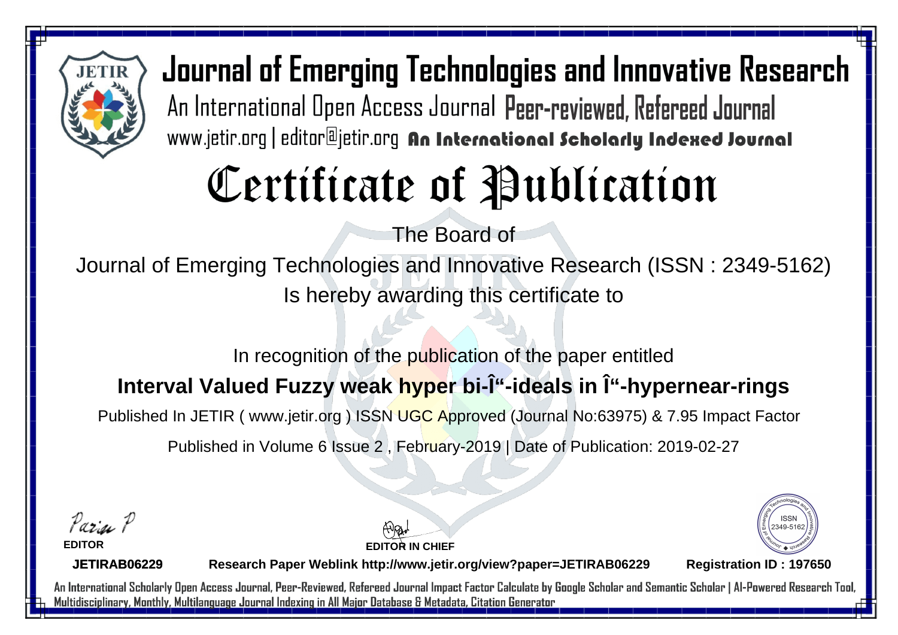# Journal of Emerging Technologies and Innovative Research

An International Open Access Journal Peer-reviewed, Refereed Journal

www.jetir.org | editor@jetir.org **An International Scholarly Indexed Journal**

# Certificate of Publication

The Board of

Journal of Emerging Technologies and Innovative Research (ISSN : 2349-5162)

Is hereby awarding this certificate to

In recognition of the publication of the paper entitled

**Interval Valued Fuzzy weak hyper bi-Î“-ideals in Î“-hypernear-rings**

Published In JETIR ( www.jetir.org ) ISSN UGC Approved (Journal No:63975) & 7.95 Impact Factor

Published in Volume 6 Issue 2 , February-2019 | Date of Publication: 2019-02-27

**EDITOR**

**EDITOR IN CHIEF**

ISSN 2349-5162

**JETIRAB06229** **Research Paper Weblink http://www.jetir.org/view?paper=JETIRAB06229** **Registration ID : 197650**

An International Scholarly Open Access Journal, Peer-Reviewed, Refereed Journal Impact Factor Calculate by Google Scholar and Semantic Scholar | AI-Powered Research Tool, Multidisciplinary, Monthly, Multilanguage Journal Indexing in All Major Database & Metadata, Citation Generator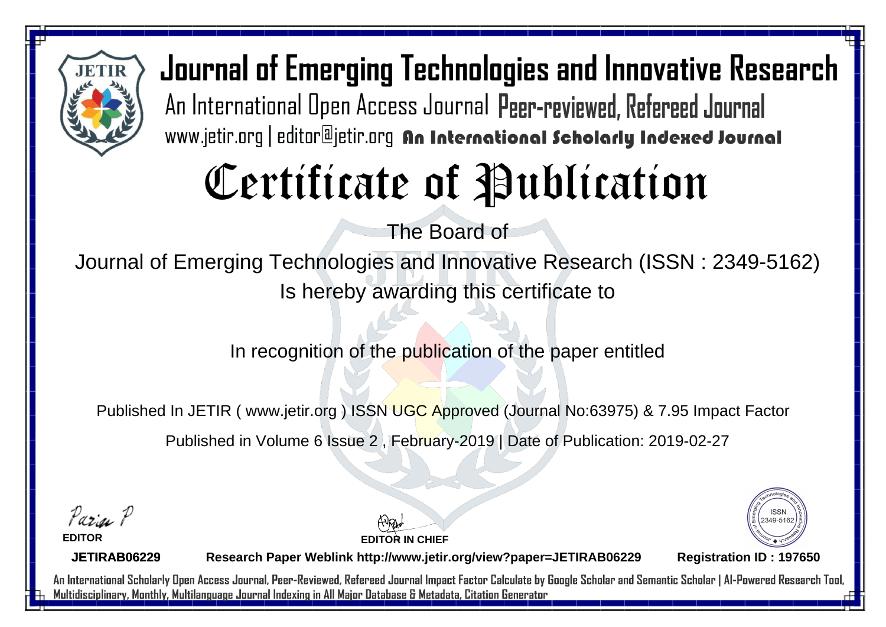# Journal of Emerging Technologies and Innovative Research

An International Open Access Journal Peer-reviewed, Refereed Journal

www.jetir.org | editor@jetir.org An International Scholarly Indexed Journal

# Certificate of Publication

The Board of

Journal of Emerging Technologies and Innovative Research (ISSN : 2349-5162)

Is hereby awarding this certificate to

In recognition of the publication of the paper entitled

Published In JETIR ( www.jetir.org ) ISSN UGC Approved (Journal No:63975) & 7.95 Impact Factor

Published in Volume 6 Issue 2 , February-2019 | Date of Publication: 2019-02-27

**EDITOR**

**EDITOR IN CHIEF**

ISSN 2349-5162

**JETIRAB06229** **Research Paper Weblink http://www.jetir.org/view?paper=JETIRAB06229** **Registration ID : 197650**

An International Scholarly Open Access Journal, Peer-Reviewed, Refereed Journal Impact Factor Calculate by Google Scholar and Semantic Scholar | AI-Powered Research Tool, Multidisciplinary, Monthly, Multilanguage Journal Indexing in All Major Database & Metadata, Citation Generator